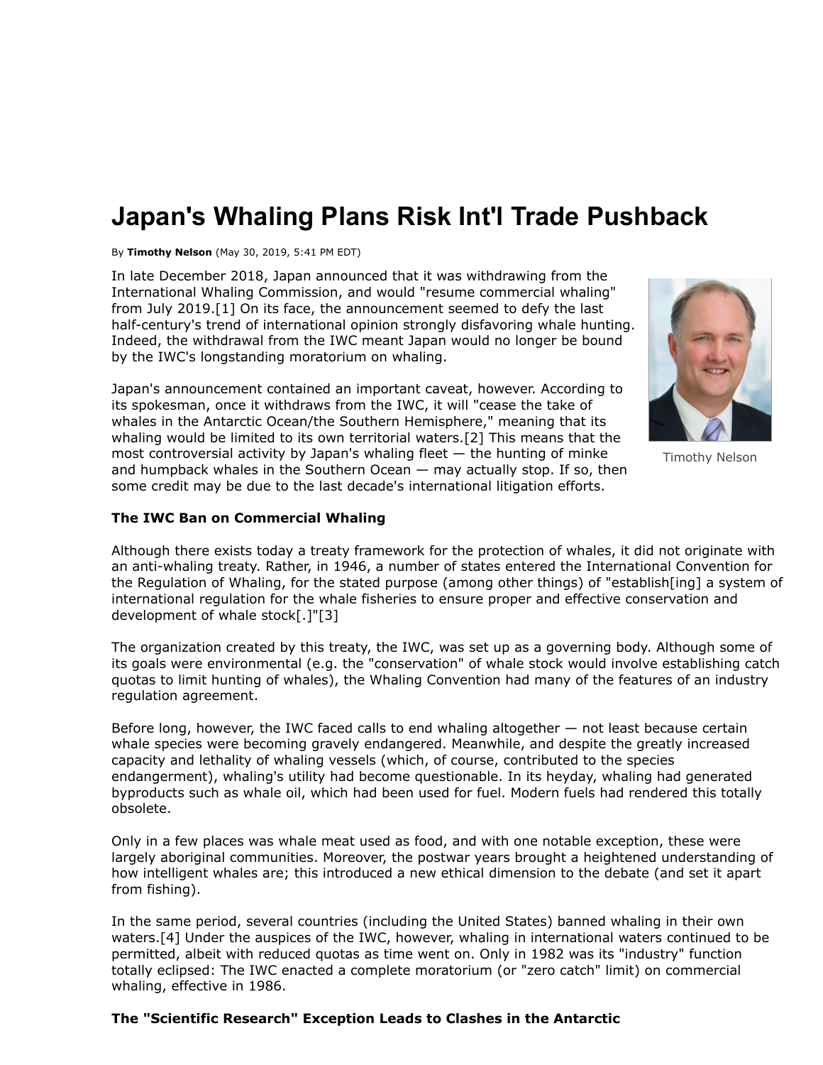# Japan's Whaling Plans Risk Int'l Trade Pushback

By **Timothy Nelson** (May 30, 2019, 5:41 PM EDT)

In late December 2018, Japan announced that it was withdrawing from the International Whaling Commission, and would "resume commercial whaling" from July 2019.[1] On its face, the announcement seemed to defy the last half-century's trend of international opinion strongly disfavoring whale hunting. Indeed, the withdrawal from the IWC meant Japan would no longer be bound by the IWC's longstanding moratorium on whaling.

Timothy Nelson

Japan's announcement contained an important caveat, however. According to its spokesman, once it withdraws from the IWC, it will "cease the take of whales in the Antarctic Ocean/the Southern Hemisphere," meaning that its whaling would be limited to its own territorial waters.[2] This means that the most controversial activity by Japan's whaling fleet — the hunting of minke and humpback whales in the Southern Ocean — may actually stop. If so, then some credit may be due to the last decade's international litigation efforts.

**The IWC Ban on Commercial Whaling**

Although there exists today a treaty framework for the protection of whales, it did not originate with an anti-whaling treaty. Rather, in 1946, a number of states entered the International Convention for the Regulation of Whaling, for the stated purpose (among other things) of "establish[ing] a system of international regulation for the whale fisheries to ensure proper and effective conservation and development of whale stock[.]"[3]

The organization created by this treaty, the IWC, was set up as a governing body. Although some of its goals were environmental (e.g. the "conservation" of whale stock would involve establishing catch quotas to limit hunting of whales), the Whaling Convention had many of the features of an industry regulation agreement.

Before long, however, the IWC faced calls to end whaling altogether — not least because certain whale species were becoming gravely endangered. Meanwhile, and despite the greatly increased capacity and lethality of whaling vessels (which, of course, contributed to the species endangerment), whaling's utility had become questionable. In its heyday, whaling had generated byproducts such as whale oil, which had been used for fuel. Modern fuels had rendered this totally obsolete.

Only in a few places was whale meat used as food, and with one notable exception, these were largely aboriginal communities. Moreover, the postwar years brought a heightened understanding of how intelligent whales are; this introduced a new ethical dimension to the debate (and set it apart from fishing).

In the same period, several countries (including the United States) banned whaling in their own waters.[4] Under the auspices of the IWC, however, whaling in international waters continued to be permitted, albeit with reduced quotas as time went on. Only in 1982 was its "industry" function totally eclipsed: The IWC enacted a complete moratorium (or "zero catch" limit) on commercial whaling, effective in 1986.

**The "Scientific Research" Exception Leads to Clashes in the Antarctic**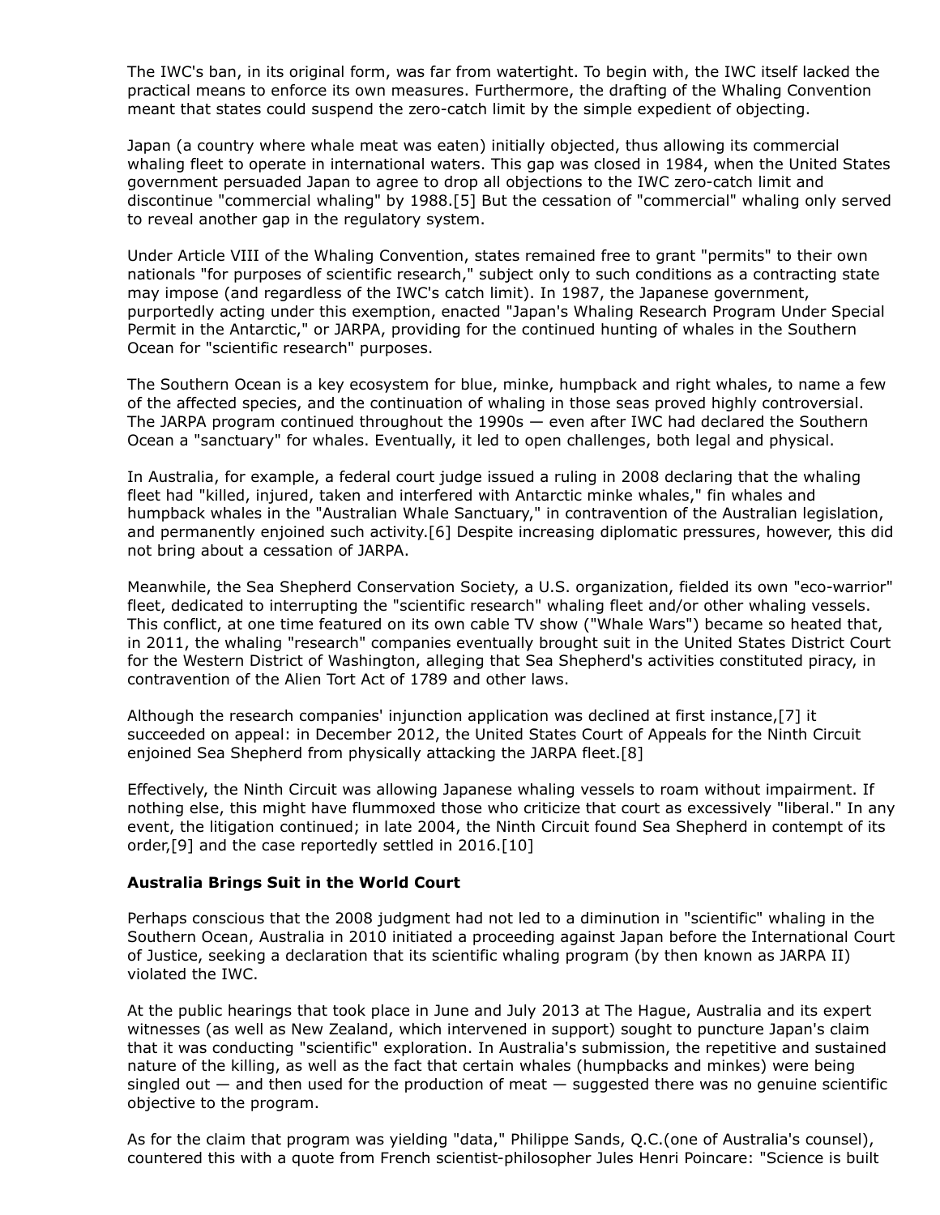The IWC's ban, in its original form, was far from watertight. To begin with, the IWC itself lacked the practical means to enforce its own measures. Furthermore, the drafting of the Whaling Convention meant that states could suspend the zero-catch limit by the simple expedient of objecting.

Japan (a country where whale meat was eaten) initially objected, thus allowing its commercial whaling fleet to operate in international waters. This gap was closed in 1984, when the United States government persuaded Japan to agree to drop all objections to the IWC zero-catch limit and discontinue "commercial whaling" by 1988.[5] But the cessation of "commercial" whaling only served to reveal another gap in the regulatory system.

Under Article VIII of the Whaling Convention, states remained free to grant "permits" to their own nationals "for purposes of scientific research," subject only to such conditions as a contracting state may impose (and regardless of the IWC's catch limit). In 1987, the Japanese government, purportedly acting under this exemption, enacted "Japan's Whaling Research Program Under Special Permit in the Antarctic," or JARPA, providing for the continued hunting of whales in the Southern Ocean for "scientific research" purposes.

The Southern Ocean is a key ecosystem for blue, minke, humpback and right whales, to name a few of the affected species, and the continuation of whaling in those seas proved highly controversial. The JARPA program continued throughout the 1990s — even after IWC had declared the Southern Ocean a "sanctuary" for whales. Eventually, it led to open challenges, both legal and physical.

In Australia, for example, a federal court judge issued a ruling in 2008 declaring that the whaling fleet had "killed, injured, taken and interfered with Antarctic minke whales," fin whales and humpback whales in the "Australian Whale Sanctuary," in contravention of the Australian legislation, and permanently enjoined such activity.[6] Despite increasing diplomatic pressures, however, this did not bring about a cessation of JARPA.

Meanwhile, the Sea Shepherd Conservation Society, a U.S. organization, fielded its own "eco-warrior" fleet, dedicated to interrupting the "scientific research" whaling fleet and/or other whaling vessels. This conflict, at one time featured on its own cable TV show ("Whale Wars") became so heated that, in 2011, the whaling "research" companies eventually brought suit in the United States District Court for the Western District of Washington, alleging that Sea Shepherd's activities constituted piracy, in contravention of the Alien Tort Act of 1789 and other laws.

Although the research companies' injunction application was declined at first instance,[7] it succeeded on appeal: in December 2012, the United States Court of Appeals for the Ninth Circuit enjoined Sea Shepherd from physically attacking the JARPA fleet.[8]

Effectively, the Ninth Circuit was allowing Japanese whaling vessels to roam without impairment. If nothing else, this might have flummoxed those who criticize that court as excessively "liberal." In any event, the litigation continued; in late 2004, the Ninth Circuit found Sea Shepherd in contempt of its order,[9] and the case reportedly settled in 2016.[10]

**Australia Brings Suit in the World Court**

Perhaps conscious that the 2008 judgment had not led to a diminution in "scientific" whaling in the Southern Ocean, Australia in 2010 initiated a proceeding against Japan before the International Court of Justice, seeking a declaration that its scientific whaling program (by then known as JARPA II) violated the IWC.

At the public hearings that took place in June and July 2013 at The Hague, Australia and its expert witnesses (as well as New Zealand, which intervened in support) sought to puncture Japan's claim that it was conducting "scientific" exploration. In Australia's submission, the repetitive and sustained nature of the killing, as well as the fact that certain whales (humpbacks and minkes) were being singled out — and then used for the production of meat — suggested there was no genuine scientific objective to the program.

As for the claim that program was yielding "data," Philippe Sands, Q.C.(one of Australia's counsel), countered this with a quote from French scientist-philosopher Jules Henri Poincare: "Science is built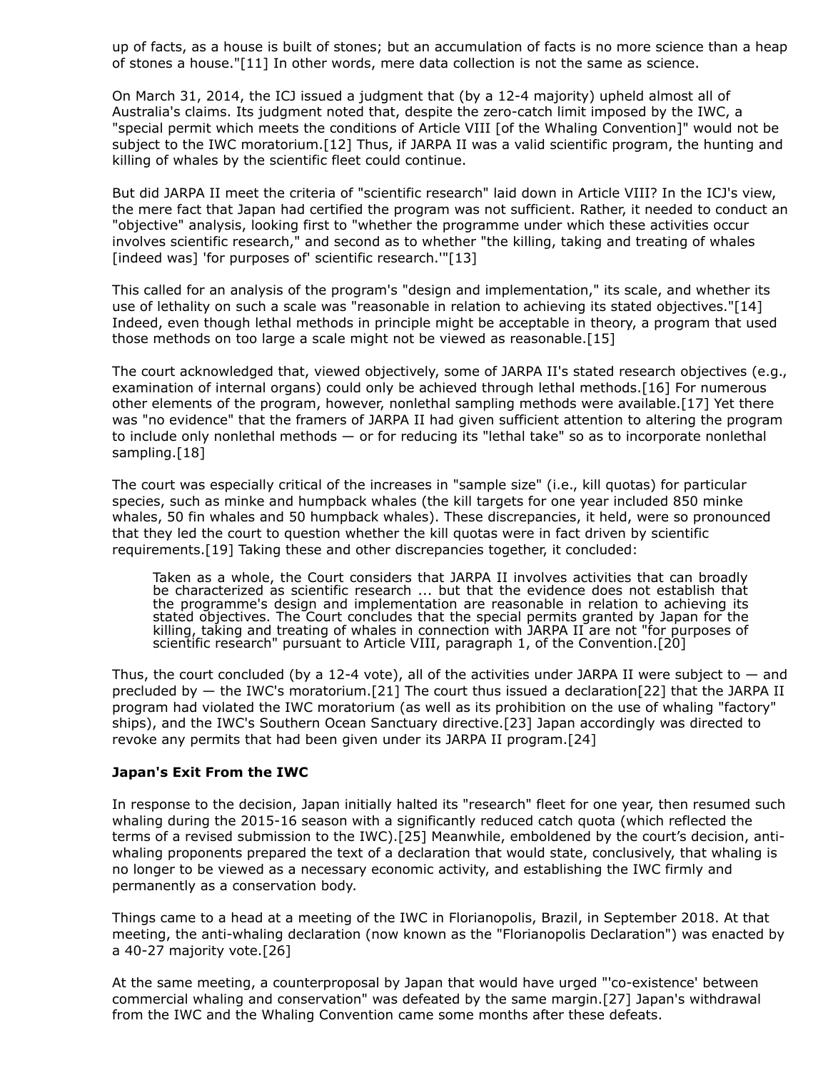up of facts, as a house is built of stones; but an accumulation of facts is no more science than a heap of stones a house."[11] In other words, mere data collection is not the same as science.

On March 31, 2014, the ICJ issued a judgment that (by a 12-4 majority) upheld almost all of Australia's claims. Its judgment noted that, despite the zero-catch limit imposed by the IWC, a "special permit which meets the conditions of Article VIII [of the Whaling Convention]" would not be subject to the IWC moratorium.[12] Thus, if JARPA II was a valid scientific program, the hunting and killing of whales by the scientific fleet could continue.

But did JARPA II meet the criteria of "scientific research" laid down in Article VIII? In the ICJ's view, the mere fact that Japan had certified the program was not sufficient. Rather, it needed to conduct an "objective" analysis, looking first to "whether the programme under which these activities occur involves scientific research," and second as to whether "the killing, taking and treating of whales [indeed was] 'for purposes of' scientific research.'"[13]

This called for an analysis of the program's "design and implementation," its scale, and whether its use of lethality on such a scale was "reasonable in relation to achieving its stated objectives."[14] Indeed, even though lethal methods in principle might be acceptable in theory, a program that used those methods on too large a scale might not be viewed as reasonable.[15]

The court acknowledged that, viewed objectively, some of JARPA II's stated research objectives (e.g., examination of internal organs) could only be achieved through lethal methods.[16] For numerous other elements of the program, however, nonlethal sampling methods were available.[17] Yet there was "no evidence" that the framers of JARPA II had given sufficient attention to altering the program to include only nonlethal methods — or for reducing its "lethal take" so as to incorporate nonlethal sampling.[18]

The court was especially critical of the increases in "sample size" (i.e., kill quotas) for particular species, such as minke and humpback whales (the kill targets for one year included 850 minke whales, 50 fin whales and 50 humpback whales). These discrepancies, it held, were so pronounced that they led the court to question whether the kill quotas were in fact driven by scientific requirements.[19] Taking these and other discrepancies together, it concluded:

> Taken as a whole, the Court considers that JARPA II involves activities that can broadly be characterized as scientific research ... but that the evidence does not establish that the programme's design and implementation are reasonable in relation to achieving its stated objectives. The Court concludes that the special permits granted by Japan for the killing, taking and treating of whales in connection with JARPA II are not "for purposes of scientific research" pursuant to Article VIII, paragraph 1, of the Convention.[20]

Thus, the court concluded (by a 12-4 vote), all of the activities under JARPA II were subject to — and precluded by — the IWC's moratorium.[21] The court thus issued a declaration[22] that the JARPA II program had violated the IWC moratorium (as well as its prohibition on the use of whaling "factory" ships), and the IWC's Southern Ocean Sanctuary directive.[23] Japan accordingly was directed to revoke any permits that had been given under its JARPA II program.[24]

**Japan's Exit From the IWC**

In response to the decision, Japan initially halted its "research" fleet for one year, then resumed such whaling during the 2015-16 season with a significantly reduced catch quota (which reflected the terms of a revised submission to the IWC).[25] Meanwhile, emboldened by the court's decision, anti-whaling proponents prepared the text of a declaration that would state, conclusively, that whaling is no longer to be viewed as a necessary economic activity, and establishing the IWC firmly and permanently as a conservation body.

Things came to a head at a meeting of the IWC in Florianopolis, Brazil, in September 2018. At that meeting, the anti-whaling declaration (now known as the "Florianopolis Declaration") was enacted by a 40-27 majority vote.[26]

At the same meeting, a counterproposal by Japan that would have urged "'co-existence' between commercial whaling and conservation" was defeated by the same margin.[27] Japan's withdrawal from the IWC and the Whaling Convention came some months after these defeats.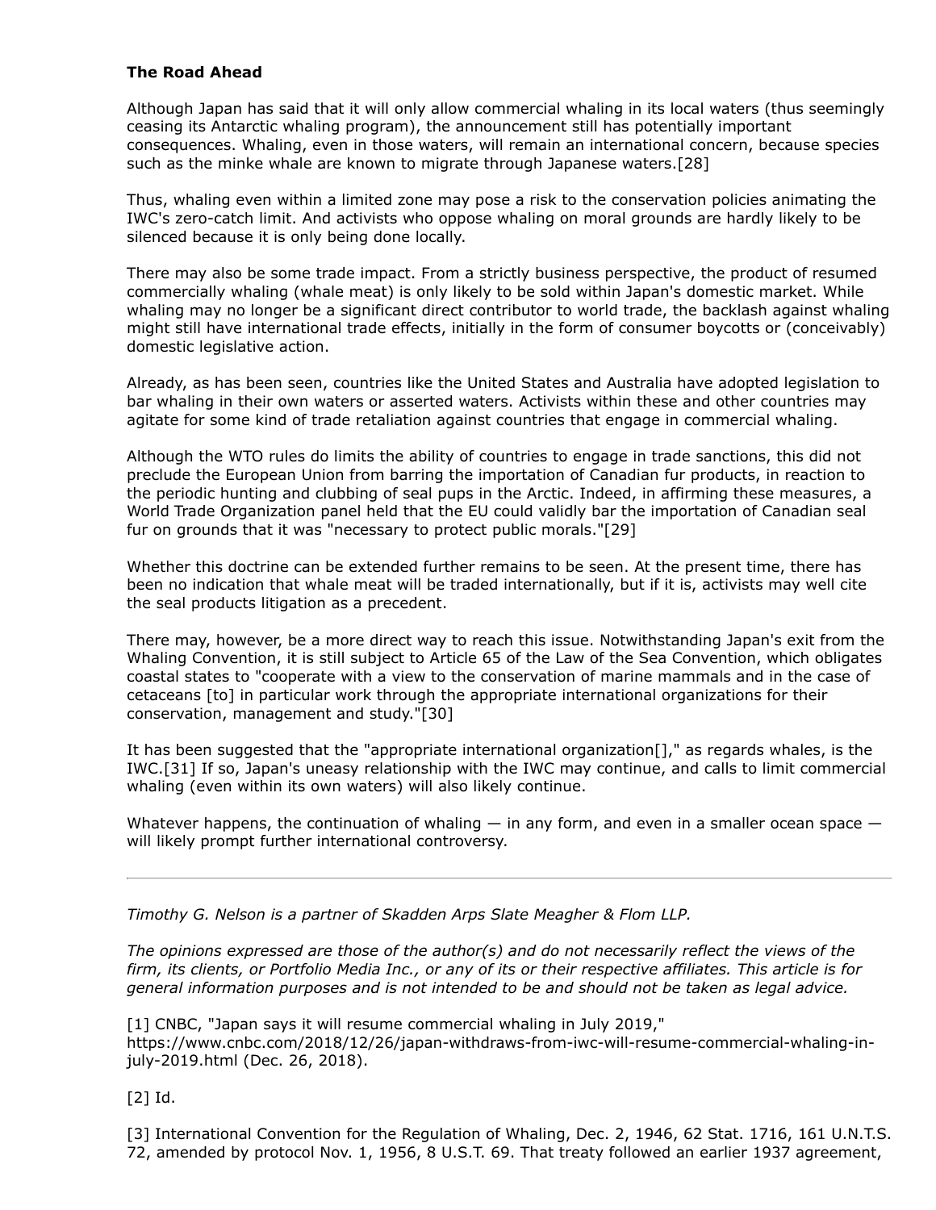**The Road Ahead**

Although Japan has said that it will only allow commercial whaling in its local waters (thus seemingly ceasing its Antarctic whaling program), the announcement still has potentially important consequences. Whaling, even in those waters, will remain an international concern, because species such as the minke whale are known to migrate through Japanese waters.[28]

Thus, whaling even within a limited zone may pose a risk to the conservation policies animating the IWC's zero-catch limit. And activists who oppose whaling on moral grounds are hardly likely to be silenced because it is only being done locally.

There may also be some trade impact. From a strictly business perspective, the product of resumed commercially whaling (whale meat) is only likely to be sold within Japan's domestic market. While whaling may no longer be a significant direct contributor to world trade, the backlash against whaling might still have international trade effects, initially in the form of consumer boycotts or (conceivably) domestic legislative action.

Already, as has been seen, countries like the United States and Australia have adopted legislation to bar whaling in their own waters or asserted waters. Activists within these and other countries may agitate for some kind of trade retaliation against countries that engage in commercial whaling.

Although the WTO rules do limits the ability of countries to engage in trade sanctions, this did not preclude the European Union from barring the importation of Canadian fur products, in reaction to the periodic hunting and clubbing of seal pups in the Arctic. Indeed, in affirming these measures, a World Trade Organization panel held that the EU could validly bar the importation of Canadian seal fur on grounds that it was "necessary to protect public morals."[29]

Whether this doctrine can be extended further remains to be seen. At the present time, there has been no indication that whale meat will be traded internationally, but if it is, activists may well cite the seal products litigation as a precedent.

There may, however, be a more direct way to reach this issue. Notwithstanding Japan's exit from the Whaling Convention, it is still subject to Article 65 of the Law of the Sea Convention, which obligates coastal states to "cooperate with a view to the conservation of marine mammals and in the case of cetaceans [to] in particular work through the appropriate international organizations for their conservation, management and study."[30]

It has been suggested that the "appropriate international organization[]," as regards whales, is the IWC.[31] If so, Japan's uneasy relationship with the IWC may continue, and calls to limit commercial whaling (even within its own waters) will also likely continue.

Whatever happens, the continuation of whaling — in any form, and even in a smaller ocean space — will likely prompt further international controversy.

---

*Timothy G. Nelson is a partner of Skadden Arps Slate Meagher & Flom LLP.*

*The opinions expressed are those of the author(s) and do not necessarily reflect the views of the firm, its clients, or Portfolio Media Inc., or any of its or their respective affiliates. This article is for general information purposes and is not intended to be and should not be taken as legal advice.*

[1] CNBC, "Japan says it will resume commercial whaling in July 2019," https://www.cnbc.com/2018/12/26/japan-withdraws-from-iwc-will-resume-commercial-whaling-in-july-2019.html (Dec. 26, 2018).

[2] Id.

[3] International Convention for the Regulation of Whaling, Dec. 2, 1946, 62 Stat. 1716, 161 U.N.T.S. 72, amended by protocol Nov. 1, 1956, 8 U.S.T. 69. That treaty followed an earlier 1937 agreement,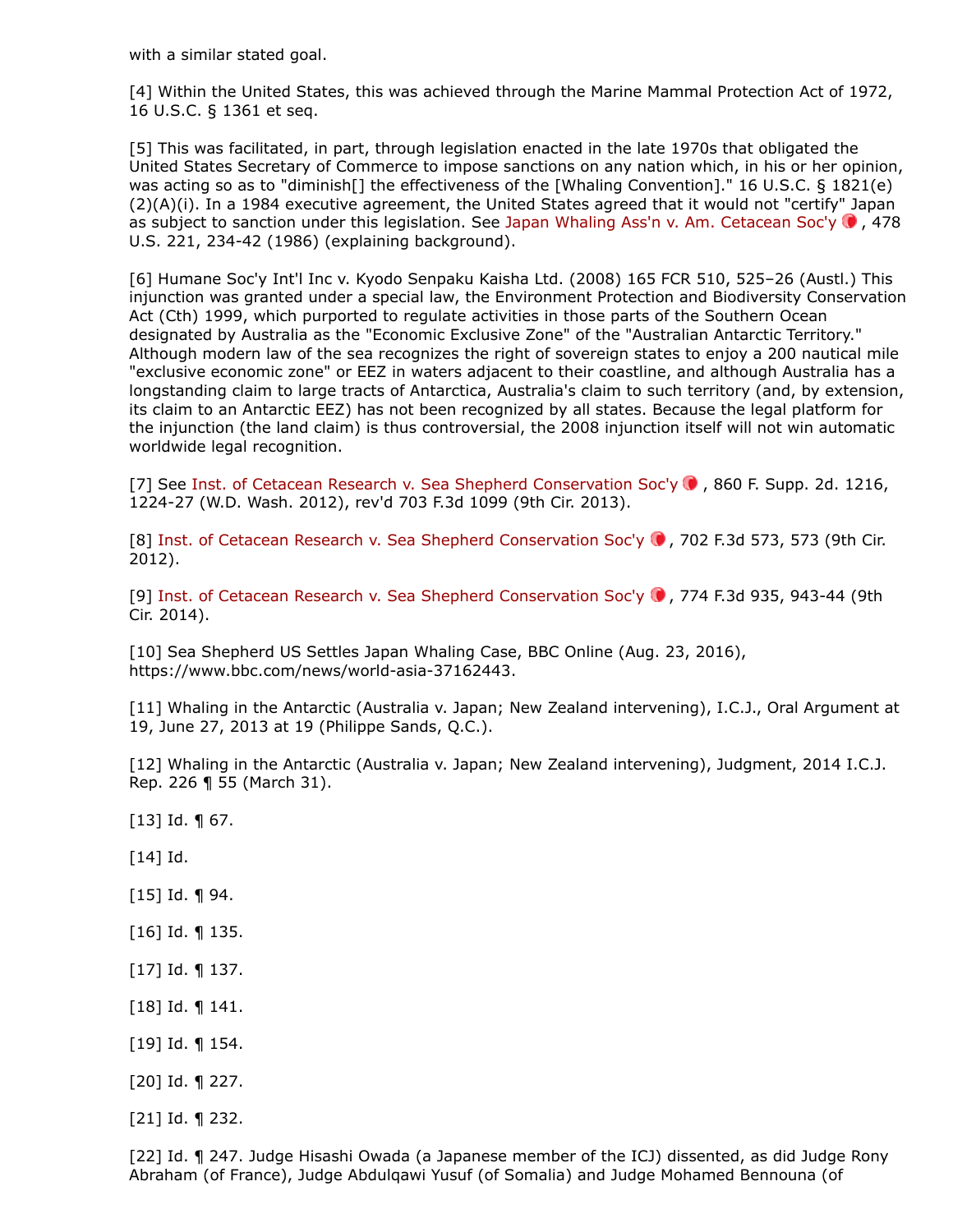with a similar stated goal.

[4] Within the United States, this was achieved through the Marine Mammal Protection Act of 1972, 16 U.S.C. § 1361 et seq.

[5] This was facilitated, in part, through legislation enacted in the late 1970s that obligated the United States Secretary of Commerce to impose sanctions on any nation which, in his or her opinion, was acting so as to "diminish[] the effectiveness of the [Whaling Convention]." 16 U.S.C. § 1821(e)(2)(A)(i). In a 1984 executive agreement, the United States agreed that it would not "certify" Japan as subject to sanction under this legislation. See Japan Whaling Ass'n v. Am. Cetacean Soc'y, 478 U.S. 221, 234-42 (1986) (explaining background).

[6] Humane Soc'y Int'l Inc v. Kyodo Senpaku Kaisha Ltd. (2008) 165 FCR 510, 525–26 (Austl.) This injunction was granted under a special law, the Environment Protection and Biodiversity Conservation Act (Cth) 1999, which purported to regulate activities in those parts of the Southern Ocean designated by Australia as the "Economic Exclusive Zone" of the "Australian Antarctic Territory." Although modern law of the sea recognizes the right of sovereign states to enjoy a 200 nautical mile "exclusive economic zone" or EEZ in waters adjacent to their coastline, and although Australia has a longstanding claim to large tracts of Antarctica, Australia's claim to such territory (and, by extension, its claim to an Antarctic EEZ) has not been recognized by all states. Because the legal platform for the injunction (the land claim) is thus controversial, the 2008 injunction itself will not win automatic worldwide legal recognition.

[7] See Inst. of Cetacean Research v. Sea Shepherd Conservation Soc'y, 860 F. Supp. 2d. 1216, 1224-27 (W.D. Wash. 2012), rev'd 703 F.3d 1099 (9th Cir. 2013).

[8] Inst. of Cetacean Research v. Sea Shepherd Conservation Soc'y, 702 F.3d 573, 573 (9th Cir. 2012).

[9] Inst. of Cetacean Research v. Sea Shepherd Conservation Soc'y, 774 F.3d 935, 943-44 (9th Cir. 2014).

[10] Sea Shepherd US Settles Japan Whaling Case, BBC Online (Aug. 23, 2016), https://www.bbc.com/news/world-asia-37162443.

[11] Whaling in the Antarctic (Australia v. Japan; New Zealand intervening), I.C.J., Oral Argument at 19, June 27, 2013 at 19 (Philippe Sands, Q.C.).

[12] Whaling in the Antarctic (Australia v. Japan; New Zealand intervening), Judgment, 2014 I.C.J. Rep. 226 ¶ 55 (March 31).

[13] Id. ¶ 67.

[14] Id.

[15] Id. ¶ 94.

[16] Id. ¶ 135.

[17] Id. ¶ 137.

[18] Id. ¶ 141.

[19] Id. ¶ 154.

[20] Id. ¶ 227.

[21] Id. ¶ 232.

[22] Id. ¶ 247. Judge Hisashi Owada (a Japanese member of the ICJ) dissented, as did Judge Rony Abraham (of France), Judge Abdulqawi Yusuf (of Somalia) and Judge Mohamed Bennouna (of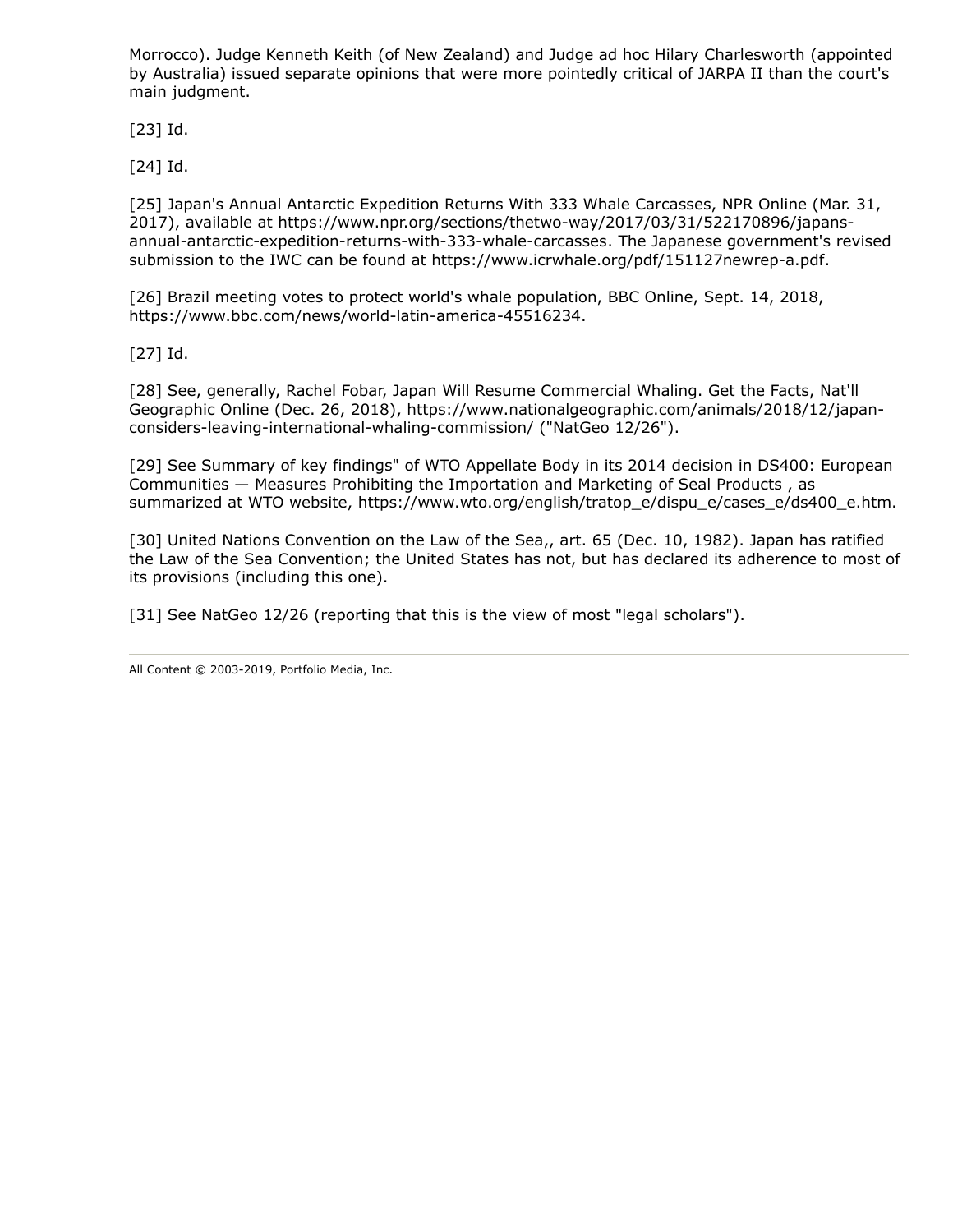Morrocco). Judge Kenneth Keith (of New Zealand) and Judge ad hoc Hilary Charlesworth (appointed by Australia) issued separate opinions that were more pointedly critical of JARPA II than the court's main judgment.

[23] Id.

[24] Id.

[25] Japan's Annual Antarctic Expedition Returns With 333 Whale Carcasses, NPR Online (Mar. 31, 2017), available at https://www.npr.org/sections/thetwo-way/2017/03/31/522170896/japans-annual-antarctic-expedition-returns-with-333-whale-carcasses. The Japanese government's revised submission to the IWC can be found at https://www.icrwhale.org/pdf/151127newrep-a.pdf.

[26] Brazil meeting votes to protect world's whale population, BBC Online, Sept. 14, 2018, https://www.bbc.com/news/world-latin-america-45516234.

[27] Id.

[28] See, generally, Rachel Fobar, Japan Will Resume Commercial Whaling. Get the Facts, Nat'll Geographic Online (Dec. 26, 2018), https://www.nationalgeographic.com/animals/2018/12/japan-considers-leaving-international-whaling-commission/ ("NatGeo 12/26").

[29] See Summary of key findings" of WTO Appellate Body in its 2014 decision in DS400: European Communities — Measures Prohibiting the Importation and Marketing of Seal Products , as summarized at WTO website, https://www.wto.org/english/tratop_e/dispu_e/cases_e/ds400_e.htm.

[30] United Nations Convention on the Law of the Sea,, art. 65 (Dec. 10, 1982). Japan has ratified the Law of the Sea Convention; the United States has not, but has declared its adherence to most of its provisions (including this one).

[31] See NatGeo 12/26 (reporting that this is the view of most "legal scholars").

All Content © 2003-2019, Portfolio Media, Inc.